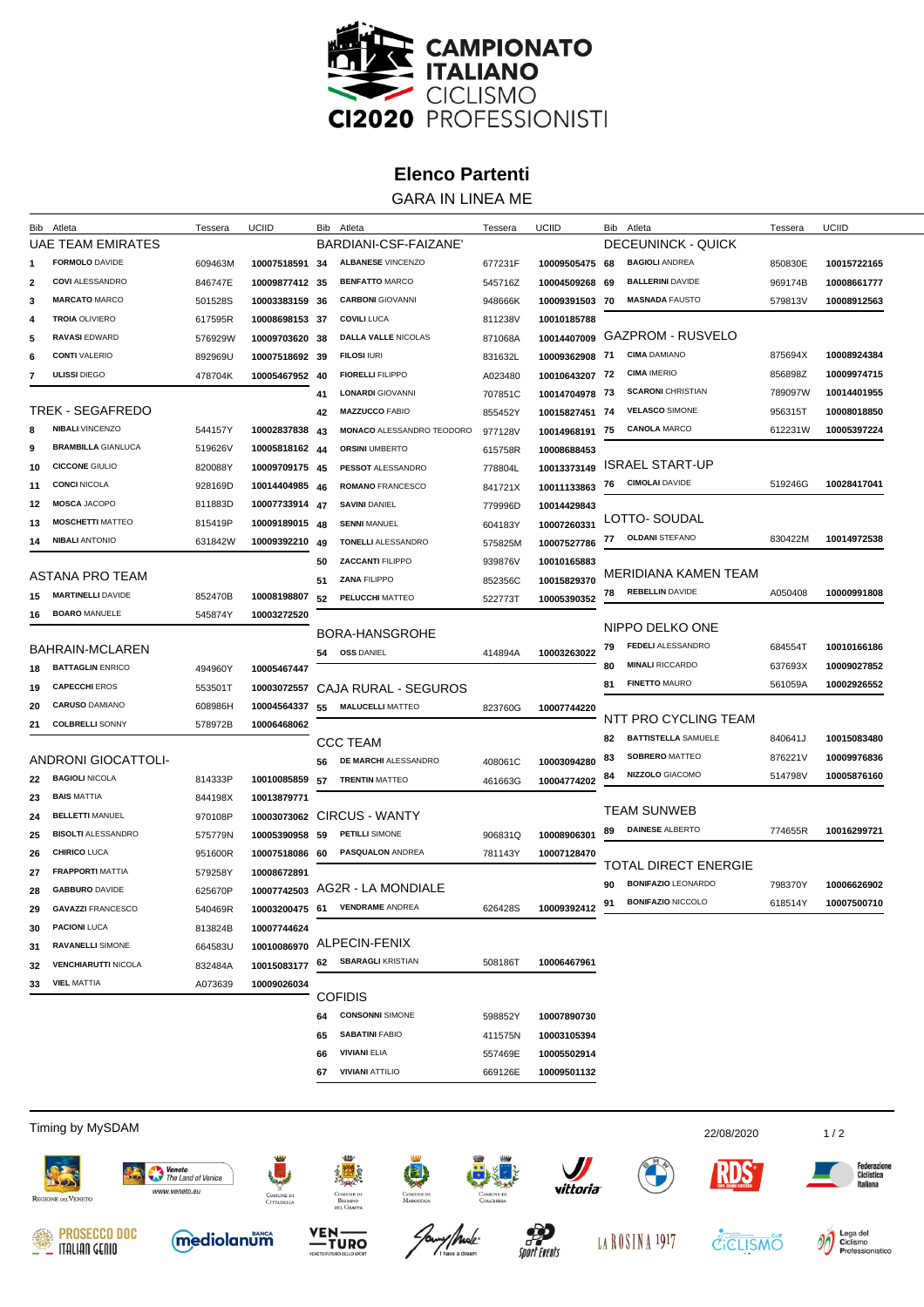# CAMPIONATO ITALIANO CICLISMO

## CI2020 PROFESSIONISTI

# Elenco Partenti

## GARA IN LINEA ME

| Bib | Atleta | Tessera | UCIID |
|---|---|---|---|
| | **UAE TEAM EMIRATES** | | |
| 1 | **FORMOLO** DAVIDE | 609463M | 10007518591 |
| 2 | **COVI** ALESSANDRO | 846747E | 10009877412 |
| 3 | **MARCATO** MARCO | 501528S | 10003383159 |
| 4 | **TROIA** OLIVIERO | 617595R | 10008698153 |
| 5 | **RAVASI** EDWARD | 576929W | 10009703620 |
| 6 | **CONTI** VALERIO | 892969U | 10007518692 |
| 7 | **ULISSI** DIEGO | 478704K | 10005467952 |
| | **TREK - SEGAFREDO** | | |
| 8 | **NIBALI** VINCENZO | 544157Y | 10002837838 |
| 9 | **BRAMBILLA** GIANLUCA | 519626V | 10005818162 |
| 10 | **CICCONE** GIULIO | 820088Y | 10009709175 |
| 11 | **CONCI** NICOLA | 928169D | 10014404985 |
| 12 | **MOSCA** JACOPO | 811883D | 10007733914 |
| 13 | **MOSCHETTI** MATTEO | 815419P | 10009189015 |
| 14 | **NIBALI** ANTONIO | 631842W | 10009392210 |
| | **ASTANA PRO TEAM** | | |
| 15 | **MARTINELLI** DAVIDE | 852470B | 10008198807 |
| 16 | **BOARO** MANUELE | 545874Y | 10003272520 |
| | **BAHRAIN-MCLAREN** | | |
| 18 | **BATTAGLIN** ENRICO | 494960Y | 10005467447 |
| 19 | **CAPECCHI** EROS | 553501T | 10003072557 |
| 20 | **CARUSO** DAMIANO | 608986H | 10004564337 |
| 21 | **COLBRELLI** SONNY | 578972B | 10006468062 |
| | **ANDRONI GIOCATTOLI-** | | |
| 22 | **BAGIOLI** NICOLA | 814333P | 10010085859 |
| 23 | **BAIS** MATTIA | 844198X | 10013879771 |
| 24 | **BELLETTI** MANUEL | 970108P | 10003073062 |
| 25 | **BISOLTI** ALESSANDRO | 575779N | 10005390958 |
| 26 | **CHIRICO** LUCA | 951600R | 10007518086 |
| 27 | **FRAPPORTI** MATTIA | 579258Y | 10008672891 |
| 28 | **GABBURO** DAVIDE | 625670P | 10007742503 |
| 29 | **GAVAZZI** FRANCESCO | 540469R | 10003200475 |
| 30 | **PACIONI** LUCA | 813824B | 10007744624 |
| 31 | **RAVANELLI** SIMONE | 664583U | 10010086970 |
| 32 | **VENCHIARUTTI** NICOLA | 832484A | 10015083177 |
| 33 | **VIEL** MATTIA | A073639 | 10009026034 |
| | **BARDIANI-CSF-FAIZANE'** | | |
| 34 | **ALBANESE** VINCENZO | 677231F | 10009505475 |
| 35 | **BENFATTO** MARCO | 545716Z | 10004509268 |
| 36 | **CARBONI** GIOVANNI | 948666K | 10009391503 |
| 37 | **COVILI** LUCA | 811238V | 10010185788 |
| 38 | **DALLA VALLE** NICOLAS | 871068A | 10014407009 |
| 39 | **FILOSI** IURI | 831632L | 10009362908 |
| 40 | **FIORELLI** FILIPPO | A023480 | 10010643207 |
| 41 | **LONARDI** GIOVANNI | 707851C | 10014704978 |
| 42 | **MAZZUCCO** FABIO | 855452Y | 10015827451 |
| 43 | **MONACO** ALESSANDRO TEODORO | 977128V | 10014968191 |
| 44 | **ORSINI** UMBERTO | 615758R | 10008688453 |
| 45 | **PESSOT** ALESSANDRO | 778804L | 10013373149 |
| 46 | **ROMANO** FRANCESCO | 841721X | 10011133863 |
| 47 | **SAVINI** DANIEL | 779996D | 10014429843 |
| 48 | **SENNI** MANUEL | 604183Y | 10007260331 |
| 49 | **TONELLI** ALESSANDRO | 575825M | 10007527786 |
| 50 | **ZACCANTI** FILIPPO | 939876V | 10010165883 |
| 51 | **ZANA** FILIPPO | 852356C | 10015829370 |
| 52 | **PELUCCHI** MATTEO | 522773T | 10005390352 |
| | **BORA-HANSGROHE** | | |
| 54 | **OSS** DANIEL | 414894A | 10003263022 |
| | **CAJA RURAL - SEGUROS** | | |
| 55 | **MALUCELLI** MATTEO | 823760G | 10007744220 |
| | **CCC TEAM** | | |
| 56 | **DE MARCHI** ALESSANDRO | 408061C | 10003094280 |
| 57 | **TRENTIN** MATTEO | 461663G | 10004774202 |
| | **CIRCUS - WANTY** | | |
| 59 | **PETILLI** SIMONE | 906831Q | 10008906301 |
| 60 | **PASQUALON** ANDREA | 781143Y | 10007128470 |
| | **AG2R - LA MONDIALE** | | |
| 61 | **VENDRAME** ANDREA | 626428S | 10009392412 |
| | **ALPECIN-FENIX** | | |
| 62 | **SBARAGLI** KRISTIAN | 508186T | 10006467961 |
| | **COFIDIS** | | |
| 64 | **CONSONNI** SIMONE | 598852Y | 10007890730 |
| 65 | **SABATINI** FABIO | 411575N | 10003105394 |
| 66 | **VIVIANI** ELIA | 557469E | 10005502914 |
| 67 | **VIVIANI** ATTILIO | 669126E | 10009501132 |
| | **DECEUNINCK - QUICK** | | |
| 68 | **BAGIOLI** ANDREA | 850830E | 10015722165 |
| 69 | **BALLERINI** DAVIDE | 969174B | 10008661777 |
| 70 | **MASNADA** FAUSTO | 579813V | 10008912563 |
| | **GAZPROM - RUSVELO** | | |
| 71 | **CIMA** DAMIANO | 875694X | 10008924384 |
| 72 | **CIMA** IMERIO | 856898Z | 10009974715 |
| 73 | **SCARONI** CHRISTIAN | 789097W | 10014401955 |
| 74 | **VELASCO** SIMONE | 956315T | 10008018850 |
| 75 | **CANOLA** MARCO | 612231W | 10005397224 |
| | **ISRAEL START-UP** | | |
| 76 | **CIMOLAI** DAVIDE | 519246G | 10028417041 |
| | **LOTTO- SOUDAL** | | |
| 77 | **OLDANI** STEFANO | 830422M | 10014972538 |
| | **MERIDIANA KAMEN TEAM** | | |
| 78 | **REBELLIN** DAVIDE | A050408 | 10000991808 |
| | **NIPPO DELKO ONE** | | |
| 79 | **FEDELI** ALESSANDRO | 684554T | 10010166186 |
| 80 | **MINALI** RICCARDO | 637693X | 10009027852 |
| 81 | **FINETTO** MAURO | 561059A | 10002926552 |
| | **NTT PRO CYCLING TEAM** | | |
| 82 | **BATTISTELLA** SAMUELE | 840641J | 10015083480 |
| 83 | **SOBRERO** MATTEO | 876221V | 10009976836 |
| 84 | **NIZZOLO** GIACOMO | 514798V | 10005876160 |
| | **TEAM SUNWEB** | | |
| 89 | **DAINESE** ALBERTO | 774655R | 10016299721 |
| | **TOTAL DIRECT ENERGIE** | | |
| 90 | **BONIFAZIO** LEONARDO | 798370Y | 10006626902 |
| 91 | **BONIFAZIO** NICCOLO | 618514Y | 10007500710 |

Timing by MySDAM

22/08/2020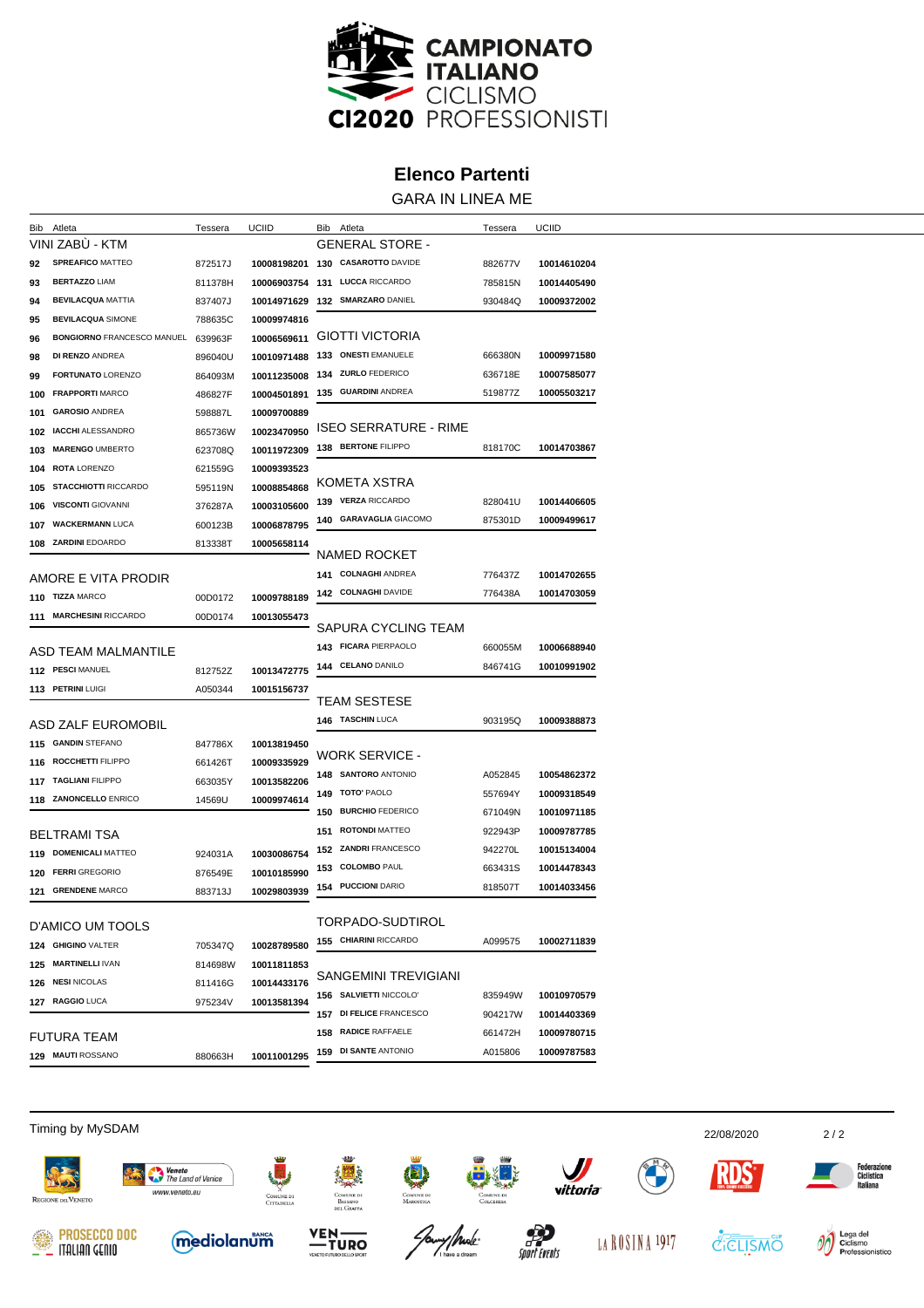# CAMPIONATO ITALIANO CICLISMO CI2020 PROFESSIONISTI

## Elenco Partenti

GARA IN LINEA ME

| Bib | Atleta | Tessera | UCIID |
|---|---|---|---|
| | **VINI ZABÙ - KTM** | | |
| 92 | **SPREAFICO** MATTEO | 872517J | 10008198201 |
| 93 | **BERTAZZO** LIAM | 811378H | 10006903754 |
| 94 | **BEVILACQUA** MATTIA | 837407J | 10014971629 |
| 95 | **BEVILACQUA** SIMONE | 788635C | 10009974816 |
| 96 | **BONGIORNO** FRANCESCO MANUEL | 639963F | 10006569611 |
| 98 | **DI RENZO** ANDREA | 896040U | 10010971488 |
| 99 | **FORTUNATO** LORENZO | 864093M | 10011235008 |
| 100 | **FRAPPORTI** MARCO | 486827F | 10004501891 |
| 101 | **GAROSIO** ANDREA | 598887L | 10009700889 |
| 102 | **IACCHI** ALESSANDRO | 865736W | 10023470950 |
| 103 | **MARENGO** UMBERTO | 623708Q | 10011972309 |
| 104 | **ROTA** LORENZO | 621559G | 10009393523 |
| 105 | **STACCHIOTTI** RICCARDO | 595119N | 10008854868 |
| 106 | **VISCONTI** GIOVANNI | 376287A | 10003105600 |
| 107 | **WACKERMANN** LUCA | 600123B | 10006878795 |
| 108 | **ZARDINI** EDOARDO | 813338T | 10005658114 |
| | **AMORE E VITA PRODIR** | | |
| 110 | **TIZZA** MARCO | 00D0172 | 10009788189 |
| 111 | **MARCHESINI** RICCARDO | 00D0174 | 10013055473 |
| | **ASD TEAM MALMANTILE** | | |
| 112 | **PESCI** MANUEL | 812752Z | 10013472775 |
| 113 | **PETRINI** LUIGI | A050344 | 10015156737 |
| | **ASD ZALF EUROMOBIL** | | |
| 115 | **GANDIN** STEFANO | 847786X | 10013819450 |
| 116 | **ROCCHETTI** FILIPPO | 661426T | 10009335929 |
| 117 | **TAGLIANI** FILIPPO | 663035Y | 10013582206 |
| 118 | **ZANONCELLO** ENRICO | 14569U | 10009974614 |
| | **BELTRAMI TSA** | | |
| 119 | **DOMENICALI** MATTEO | 924031A | 10030086754 |
| 120 | **FERRI** GREGORIO | 876549E | 10010185990 |
| 121 | **GRENDENE** MARCO | 883713J | 10029803939 |
| | **D'AMICO UM TOOLS** | | |
| 124 | **GHIGINO** VALTER | 705347Q | 10028789580 |
| 125 | **MARTINELLI** IVAN | 814698W | 10011811853 |
| 126 | **NESI** NICOLAS | 811416G | 10014433176 |
| 127 | **RAGGIO** LUCA | 975234V | 10013581394 |
| | **FUTURA TEAM** | | |
| 129 | **MAUTI** ROSSANO | 880663H | 10011001295 |
| | **GENERAL STORE -** | | |
| 130 | **CASAROTTO** DAVIDE | 882677V | 10014610204 |
| 131 | **LUCCA** RICCARDO | 785815N | 10014405490 |
| 132 | **SMARZARO** DANIEL | 930484Q | 10009372002 |
| | **GIOTTI VICTORIA** | | |
| 133 | **ONESTI** EMANUELE | 666380N | 10009971580 |
| 134 | **ZURLO** FEDERICO | 636718E | 10007585077 |
| 135 | **GUARDINI** ANDREA | 519877Z | 10005503217 |
| | **ISEO SERRATURE - RIME** | | |
| 138 | **BERTONE** FILIPPO | 818170C | 10014703867 |
| | **KOMETA XSTRA** | | |
| 139 | **VERZA** RICCARDO | 828041U | 10014406605 |
| 140 | **GARAVAGLIA** GIACOMO | 875301D | 10009499617 |
| | **NAMED ROCKET** | | |
| 141 | **COLNAGHI** ANDREA | 776437Z | 10014702655 |
| 142 | **COLNAGHI** DAVIDE | 776438A | 10014703059 |
| | **SAPURA CYCLING TEAM** | | |
| 143 | **FICARA** PIERPAOLO | 660055M | 10006688940 |
| 144 | **CELANO** DANILO | 846741G | 10010991902 |
| | **TEAM SESTESE** | | |
| 146 | **TASCHIN** LUCA | 903195Q | 10009388873 |
| | **WORK SERVICE -** | | |
| 148 | **SANTORO** ANTONIO | A052845 | 10054862372 |
| 149 | **TOTO'** PAOLO | 557694Y | 10009318549 |
| 150 | **BURCHIO** FEDERICO | 671049N | 10010971185 |
| 151 | **ROTONDI** MATTEO | 922943P | 10009787785 |
| 152 | **ZANDRI** FRANCESCO | 942270L | 10015134004 |
| 153 | **COLOMBO** PAUL | 663431S | 10014478343 |
| 154 | **PUCCIONI** DARIO | 818507T | 10014033456 |
| | **TORPADO-SUDTIROL** | | |
| 155 | **CHIARINI** RICCARDO | A099575 | 10002711839 |
| | **SANGEMINI TREVIGIANI** | | |
| 156 | **SALVIETTI** NICCOLO' | 835949W | 10010970579 |
| 157 | **DI FELICE** FRANCESCO | 904217W | 10014403369 |
| 158 | **RADICE** RAFFAELE | 661472H | 10009780715 |
| 159 | **DI SANTE** ANTONIO | A015806 | 10009787583 |

Timing by MySDAM

22/08/2020